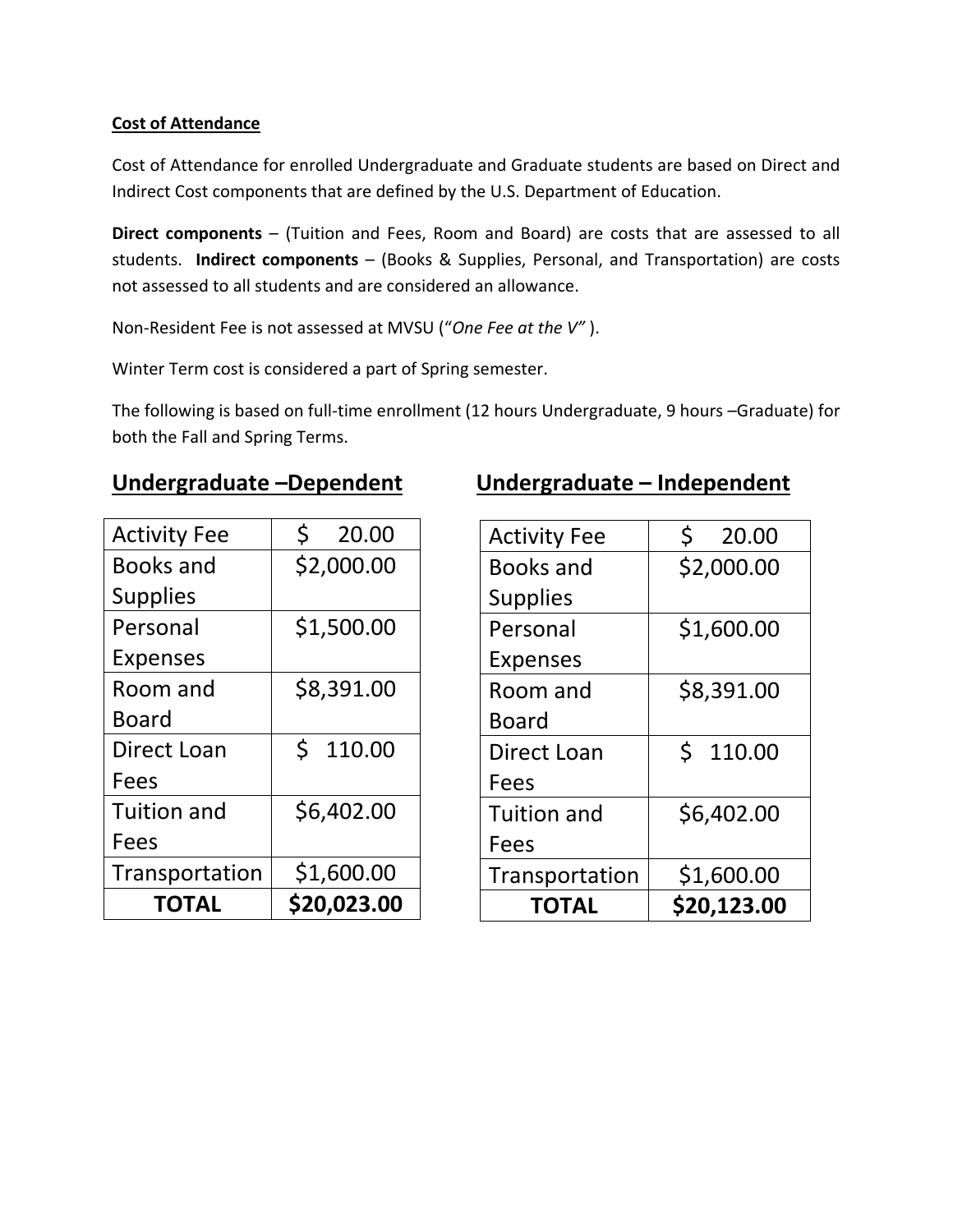**Cost of Attendance**

Cost of Attendance for enrolled Undergraduate and Graduate students are based on Direct and Indirect Cost components that are defined by the U.S. Department of Education.

**Direct components** – (Tuition and Fees, Room and Board) are costs that are assessed to all students. **Indirect components** – (Books & Supplies, Personal, and Transportation) are costs not assessed to all students and are considered an allowance.

Non-Resident Fee is not assessed at MVSU ("*One Fee at the V"* ).

Winter Term cost is considered a part of Spring semester.

The following is based on full-time enrollment (12 hours Undergraduate, 9 hours –Graduate) for both the Fall and Spring Terms.

## Undergraduate –Dependent

| Activity Fee | $ 20.00 |
|---|---|
| Books and Supplies | $2,000.00 |
| Personal Expenses | $1,500.00 |
| Room and Board | $8,391.00 |
| Direct Loan Fees | $ 110.00 |
| Tuition and Fees | $6,402.00 |
| Transportation | $1,600.00 |
| **TOTAL** | **$20,023.00** |

## Undergraduate – Independent

| Activity Fee | $ 20.00 |
|---|---|
| Books and Supplies | $2,000.00 |
| Personal Expenses | $1,600.00 |
| Room and Board | $8,391.00 |
| Direct Loan Fees | $ 110.00 |
| Tuition and Fees | $6,402.00 |
| Transportation | $1,600.00 |
| **TOTAL** | **$20,123.00** |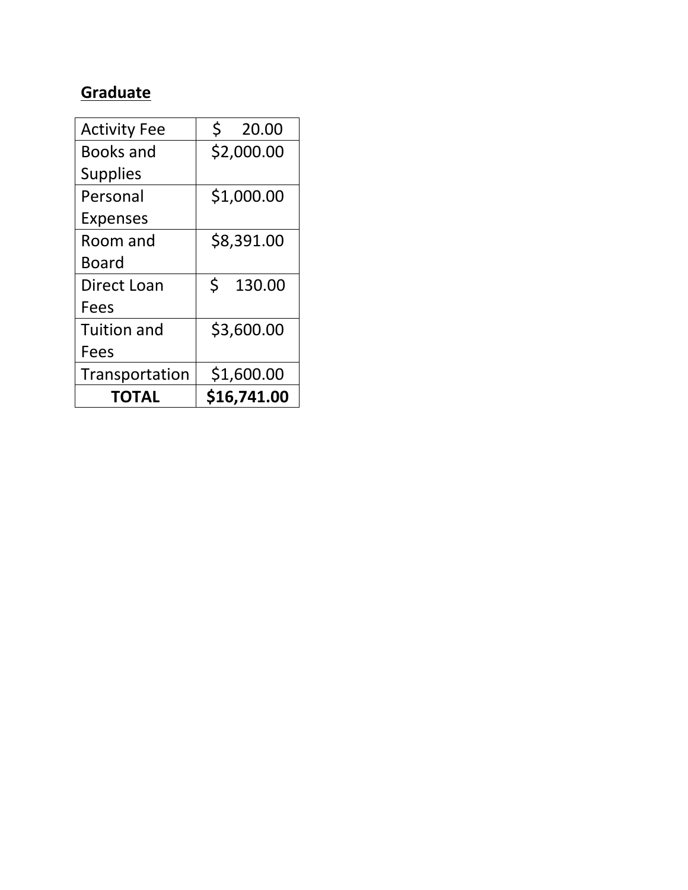**Graduate**

| | |
|---|---|
| Activity Fee | $ 20.00 |
| Books and Supplies | $2,000.00 |
| Personal Expenses | $1,000.00 |
| Room and Board | $8,391.00 |
| Direct Loan Fees | $ 130.00 |
| Tuition and Fees | $3,600.00 |
| Transportation | $1,600.00 |
| **TOTAL** | **$16,741.00** |